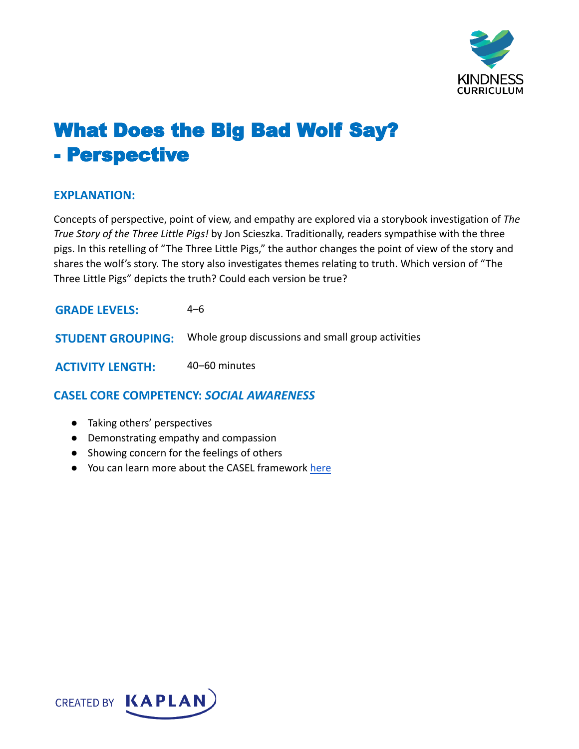# What Does the Big Bad Wolf Say? - Perspective

## EXPLANATION:

Concepts of perspective, point of view, and empathy are explored via a storybook investigation of *The True Story of the Three Little Pigs!* by Jon Scieszka. Traditionally, readers sympathise with the three pigs. In this retelling of "The Three Little Pigs," the author changes the point of view of the story and shares the wolf's story. The story also investigates themes relating to truth. Which version of "The Three Little Pigs" depicts the truth? Could each version be true?

**GRADE LEVELS:** 4–6

**STUDENT GROUPING:** Whole group discussions and small group activities

**ACTIVITY LENGTH:** 40–60 minutes

## CASEL CORE COMPETENCY: *SOCIAL AWARENESS*

- Taking others' perspectives
- Demonstrating empathy and compassion
- Showing concern for the feelings of others
- You can learn more about the CASEL framework here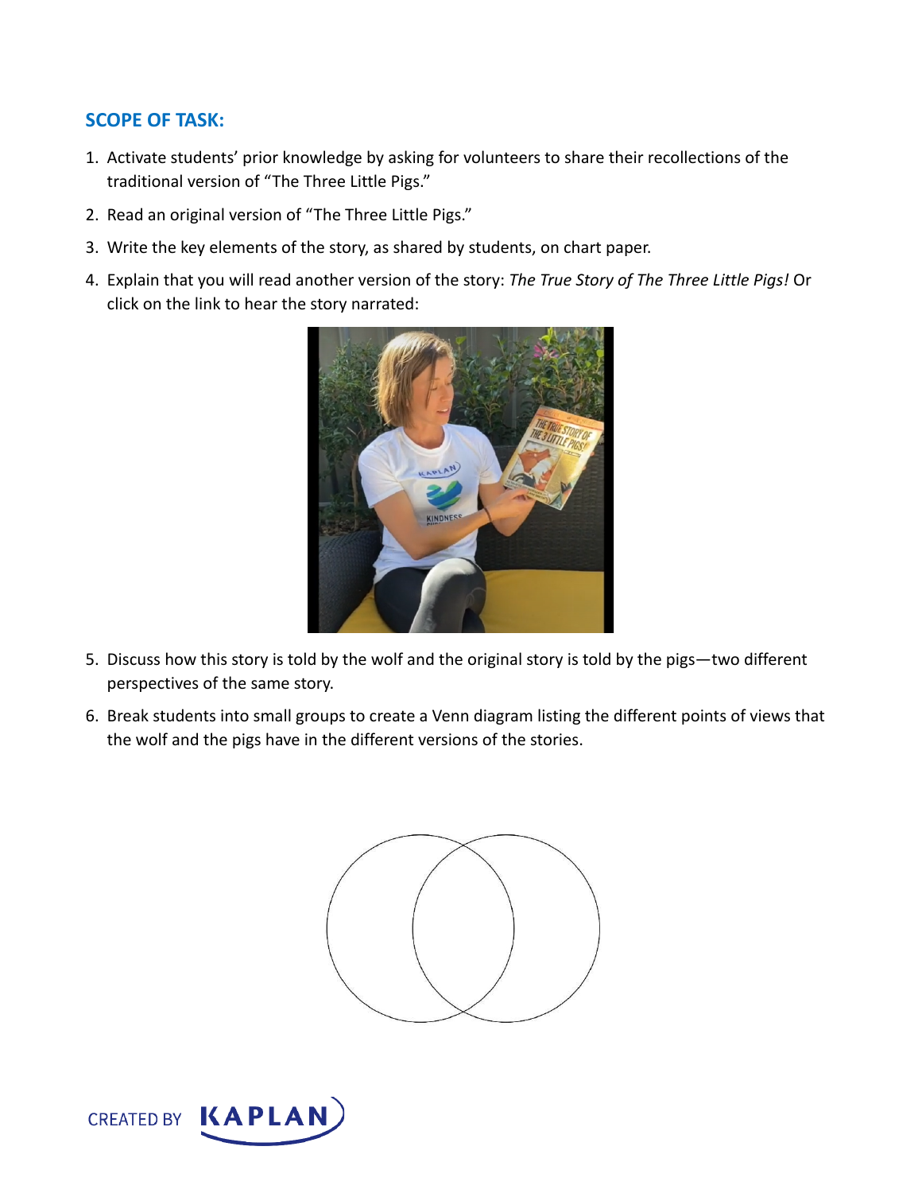## SCOPE OF TASK:

1. Activate students' prior knowledge by asking for volunteers to share their recollections of the traditional version of "The Three Little Pigs."
2. Read an original version of "The Three Little Pigs."
3. Write the key elements of the story, as shared by students, on chart paper.
4. Explain that you will read another version of the story: *The True Story of The Three Little Pigs!* Or click on the link to hear the story narrated:
5. Discuss how this story is told by the wolf and the original story is told by the pigs—two different perspectives of the same story.
6. Break students into small groups to create a Venn diagram listing the different points of views that the wolf and the pigs have in the different versions of the stories.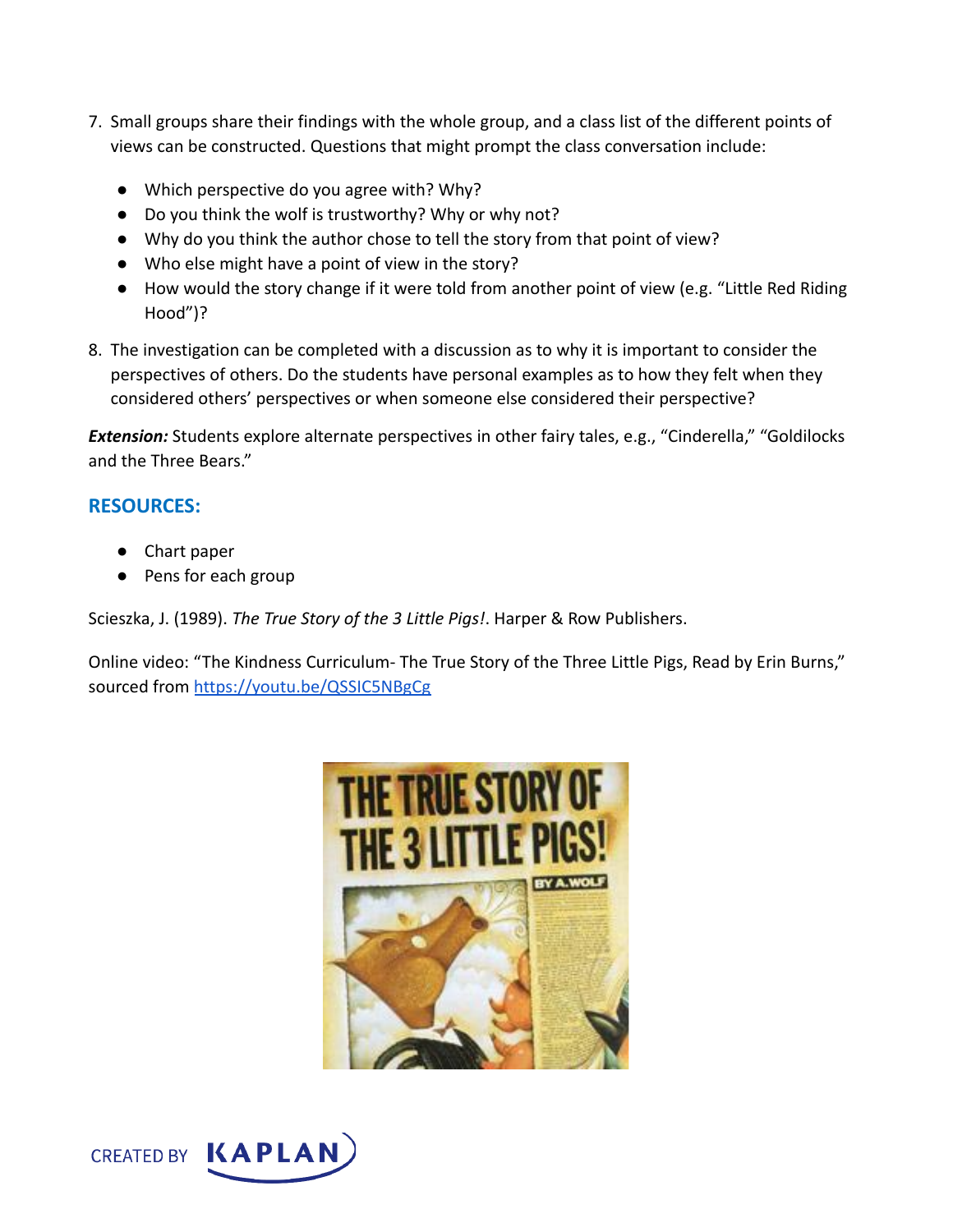7. Small groups share their findings with the whole group, and a class list of the different points of views can be constructed. Questions that might prompt the class conversation include:

    - Which perspective do you agree with? Why?
    - Do you think the wolf is trustworthy? Why or why not?
    - Why do you think the author chose to tell the story from that point of view?
    - Who else might have a point of view in the story?
    - How would the story change if it were told from another point of view (e.g. "Little Red Riding Hood")?

8. The investigation can be completed with a discussion as to why it is important to consider the perspectives of others. Do the students have personal examples as to how they felt when they considered others' perspectives or when someone else considered their perspective?

***Extension:*** Students explore alternate perspectives in other fairy tales, e.g., "Cinderella," "Goldilocks and the Three Bears."

## RESOURCES:

- Chart paper
- Pens for each group

Scieszka, J. (1989). *The True Story of the 3 Little Pigs!*. Harper & Row Publishers.

Online video: "The Kindness Curriculum- The True Story of the Three Little Pigs, Read by Erin Burns," sourced from https://youtu.be/QSSIC5NBgCg